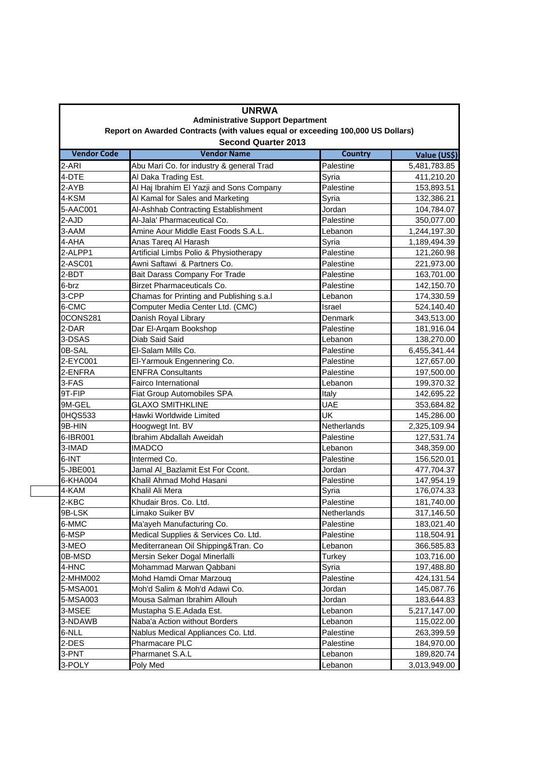# UNRWA

## Administrative Support Department

### Report on Awarded Contracts (with values equal or exceeding 100,000 US Dollars)

### Second Quarter 2013

| Vendor Code | Vendor Name | Country | Value (US$) |
|---|---|---|---|
| 2-ARI | Abu Mari Co. for industry & general Trad | Palestine | 5,481,783.85 |
| 4-DTE | Al Daka Trading Est. | Syria | 411,210.20 |
| 2-AYB | Al Haj Ibrahim El Yazji and Sons Company | Palestine | 153,893.51 |
| 4-KSM | Al Kamal for Sales and Marketing | Syria | 132,386.21 |
| 5-AAC001 | Al-Ashhab Contracting Establishment | Jordan | 104,784.07 |
| 2-AJD | Al-Jala' Pharmaceutical Co. | Palestine | 350,077.00 |
| 3-AAM | Amine Aour Middle East Foods S.A.L. | Lebanon | 1,244,197.30 |
| 4-AHA | Anas Tareq Al Harash | Syria | 1,189,494.39 |
| 2-ALPP1 | Artificial Limbs Polio & Physiotherapy | Palestine | 121,260.98 |
| 2-ASC01 | Awni Saftawi & Partners Co. | Palestine | 221,973.00 |
| 2-BDT | Bait Darass Company For Trade | Palestine | 163,701.00 |
| 6-brz | Birzet Pharmaceuticals Co. | Palestine | 142,150.70 |
| 3-CPP | Chamas for Printing and Publishing s.a.l | Lebanon | 174,330.59 |
| 6-CMC | Computer Media Center Ltd. (CMC) | Israel | 524,140.40 |
| 0CONS281 | Danish Royal Library | Denmark | 343,513.00 |
| 2-DAR | Dar El-Arqam Bookshop | Palestine | 181,916.04 |
| 3-DSAS | Diab Said Said | Lebanon | 138,270.00 |
| 0B-SAL | El-Salam Mills Co. | Palestine | 6,455,341.44 |
| 2-EYC001 | El-Yarmouk Engennering Co. | Palestine | 127,657.00 |
| 2-ENFRA | ENFRA Consultants | Palestine | 197,500.00 |
| 3-FAS | Fairco International | Lebanon | 199,370.32 |
| 9T-FIP | Fiat Group Automobiles SPA | Italy | 142,695.22 |
| 9M-GEL | GLAXO SMITHKLINE | UAE | 353,684.82 |
| 0HQS533 | Hawki Worldwide Limited | UK | 145,286.00 |
| 9B-HIN | Hoogwegt Int. BV | Netherlands | 2,325,109.94 |
| 6-IBR001 | Ibrahim Abdallah Aweidah | Palestine | 127,531.74 |
| 3-IMAD | IMADCO | Lebanon | 348,359.00 |
| 6-INT | Intermed Co. | Palestine | 156,520.01 |
| 5-JBE001 | Jamal Al_Bazlamit Est For Ccont. | Jordan | 477,704.37 |
| 6-KHA004 | Khalil Ahmad Mohd Hasani | Palestine | 147,954.19 |
| 4-KAM | Khalil Ali Mera | Syria | 176,074.33 |
| 2-KBC | Khudair Bros. Co. Ltd. | Palestine | 181,740.00 |
| 9B-LSK | Limako Suiker BV | Netherlands | 317,146.50 |
| 6-MMC | Ma'ayeh Manufacturing Co. | Palestine | 183,021.40 |
| 6-MSP | Medical Supplies & Services Co. Ltd. | Palestine | 118,504.91 |
| 3-MEO | Mediterranean Oil Shipping&Tran. Co | Lebanon | 366,585.83 |
| 0B-MSD | Mersin Seker Dogal Minerlalli | Turkey | 103,716.00 |
| 4-HNC | Mohammad Marwan Qabbani | Syria | 197,488.80 |
| 2-MHM002 | Mohd Hamdi Omar Marzouq | Palestine | 424,131.54 |
| 5-MSA001 | Moh'd Salim & Moh'd Adawi Co. | Jordan | 145,087.76 |
| 5-MSA003 | Mousa Salman Ibrahim Allouh | Jordan | 183,644.83 |
| 3-MSEE | Mustapha S.E.Adada Est. | Lebanon | 5,217,147.00 |
| 3-NDAWB | Naba'a Action without Borders | Lebanon | 115,022.00 |
| 6-NLL | Nablus Medical Appliances Co. Ltd. | Palestine | 263,399.59 |
| 2-DES | Pharmacare PLC | Palestine | 184,970.00 |
| 3-PNT | Pharmanet S.A.L | Lebanon | 189,820.74 |
| 3-POLY | Poly Med | Lebanon | 3,013,949.00 |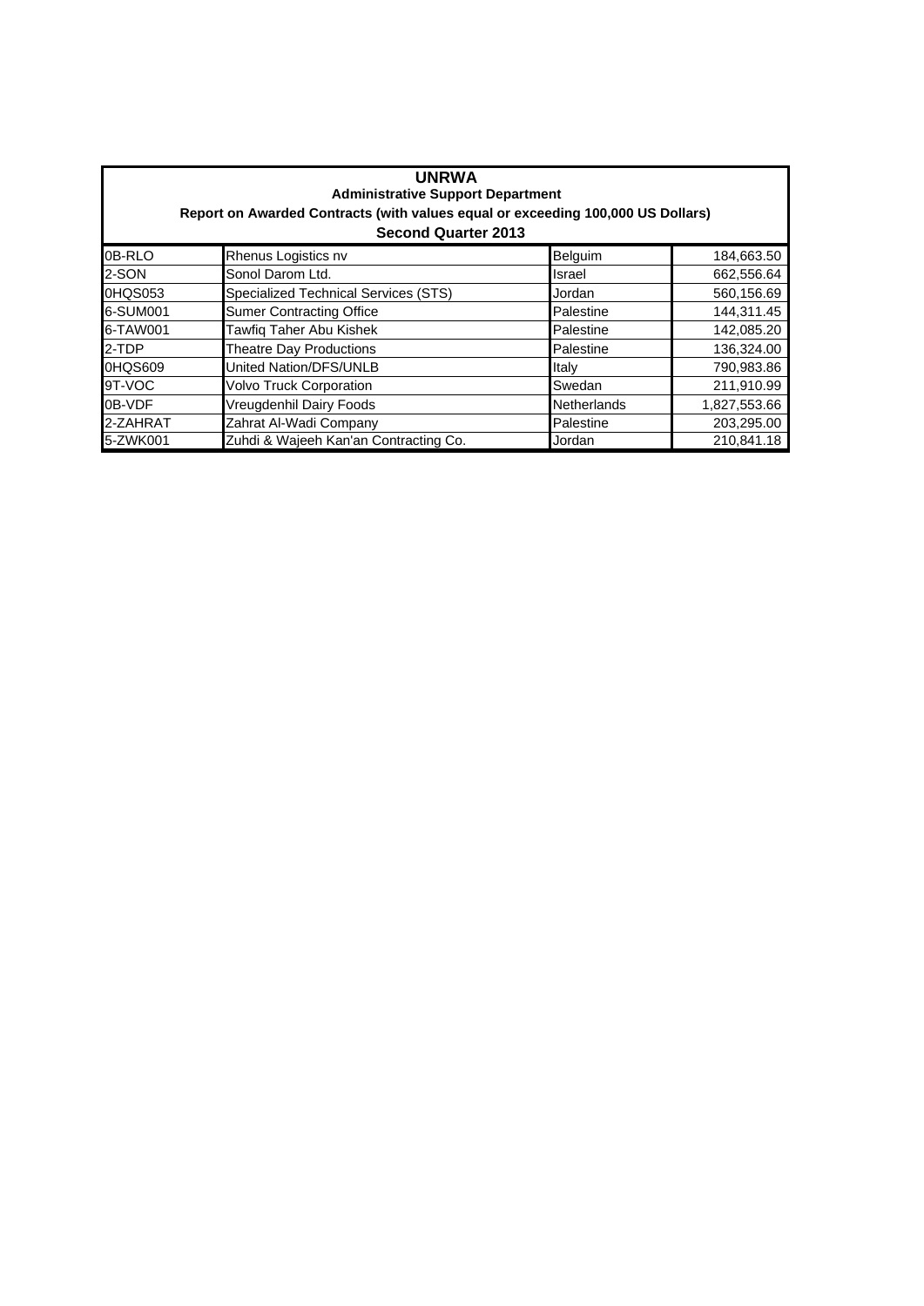**UNRWA**
**Administrative Support Department**
**Report on Awarded Contracts (with values equal or exceeding 100,000 US Dollars)**
**Second Quarter 2013**

| | | | |
|---|---|---|---|
| 0B-RLO | Rhenus Logistics nv | Belguim | 184,663.50 |
| 2-SON | Sonol Darom Ltd. | Israel | 662,556.64 |
| 0HQS053 | Specialized Technical Services (STS) | Jordan | 560,156.69 |
| 6-SUM001 | Sumer Contracting Office | Palestine | 144,311.45 |
| 6-TAW001 | Tawfiq Taher Abu Kishek | Palestine | 142,085.20 |
| 2-TDP | Theatre Day Productions | Palestine | 136,324.00 |
| 0HQS609 | United Nation/DFS/UNLB | Italy | 790,983.86 |
| 9T-VOC | Volvo Truck Corporation | Swedan | 211,910.99 |
| 0B-VDF | Vreugdenhil Dairy Foods | Netherlands | 1,827,553.66 |
| 2-ZAHRAT | Zahrat Al-Wadi Company | Palestine | 203,295.00 |
| 5-ZWK001 | Zuhdi & Wajeeh Kan'an Contracting Co. | Jordan | 210,841.18 |